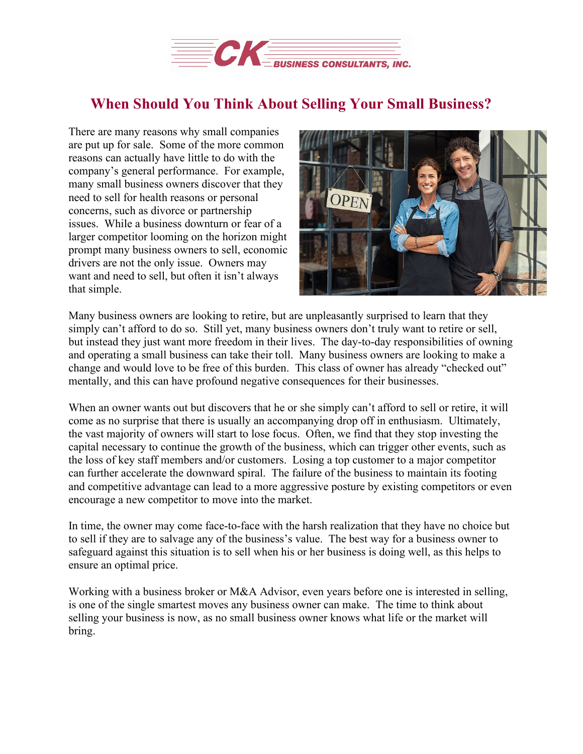# When Should You Think About Selling Your Small Business?

There are many reasons why small companies are put up for sale. Some of the more common reasons can actually have little to do with the company's general performance. For example, many small business owners discover that they need to sell for health reasons or personal concerns, such as divorce or partnership issues. While a business downturn or fear of a larger competitor looming on the horizon might prompt many business owners to sell, economic drivers are not the only issue. Owners may want and need to sell, but often it isn't always that simple.

Many business owners are looking to retire, but are unpleasantly surprised to learn that they simply can't afford to do so. Still yet, many business owners don't truly want to retire or sell, but instead they just want more freedom in their lives. The day-to-day responsibilities of owning and operating a small business can take their toll. Many business owners are looking to make a change and would love to be free of this burden. This class of owner has already "checked out" mentally, and this can have profound negative consequences for their businesses.

When an owner wants out but discovers that he or she simply can't afford to sell or retire, it will come as no surprise that there is usually an accompanying drop off in enthusiasm. Ultimately, the vast majority of owners will start to lose focus. Often, we find that they stop investing the capital necessary to continue the growth of the business, which can trigger other events, such as the loss of key staff members and/or customers. Losing a top customer to a major competitor can further accelerate the downward spiral. The failure of the business to maintain its footing and competitive advantage can lead to a more aggressive posture by existing competitors or even encourage a new competitor to move into the market.

In time, the owner may come face-to-face with the harsh realization that they have no choice but to sell if they are to salvage any of the business's value. The best way for a business owner to safeguard against this situation is to sell when his or her business is doing well, as this helps to ensure an optimal price.

Working with a business broker or M&A Advisor, even years before one is interested in selling, is one of the single smartest moves any business owner can make. The time to think about selling your business is now, as no small business owner knows what life or the market will bring.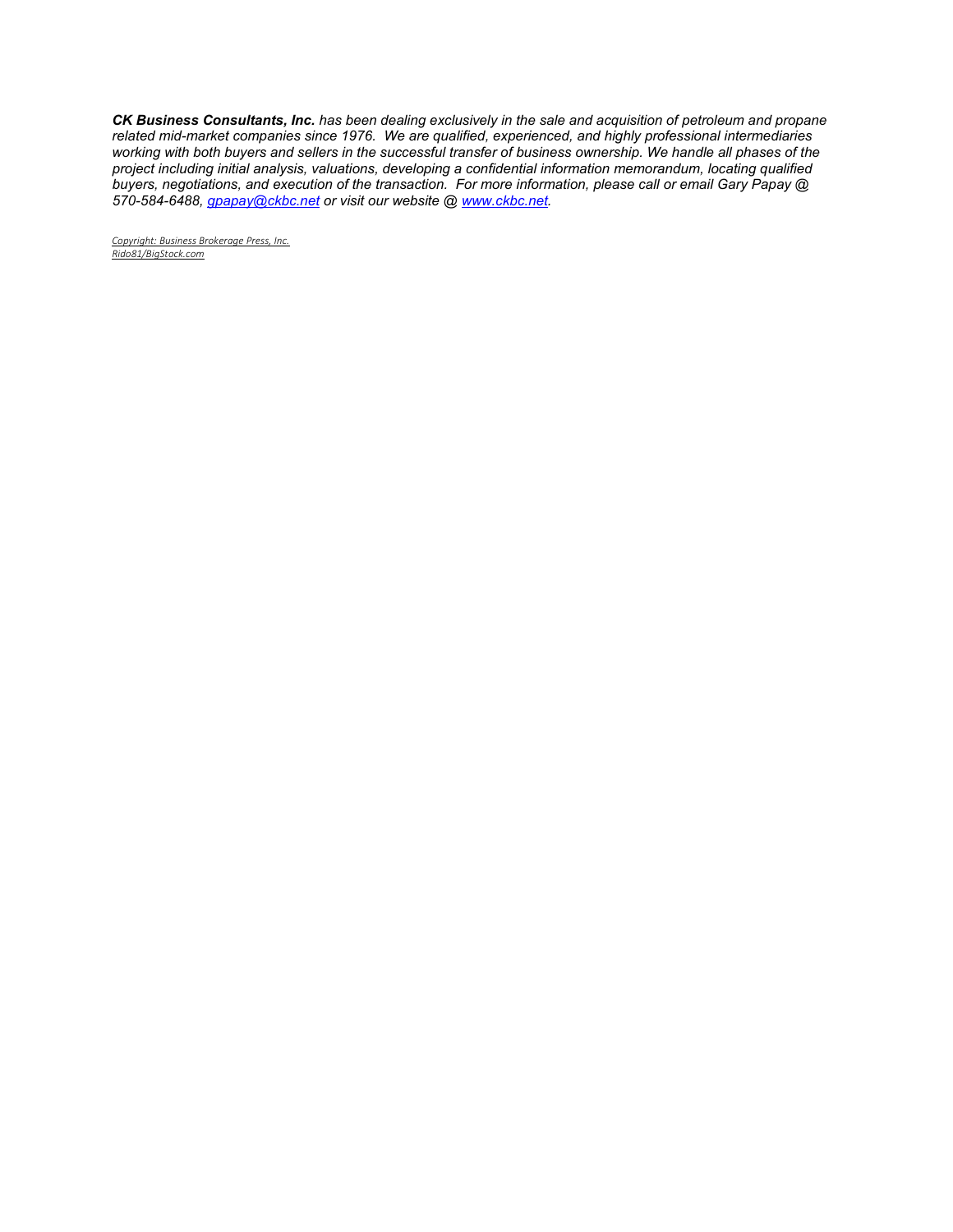***CK Business Consultants, Inc.*** *has been dealing exclusively in the sale and acquisition of petroleum and propane related mid-market companies since 1976. We are qualified, experienced, and highly professional intermediaries working with both buyers and sellers in the successful transfer of business ownership. We handle all phases of the project including initial analysis, valuations, developing a confidential information memorandum, locating qualified buyers, negotiations, and execution of the transaction. For more information, please call or email Gary Papay @ 570-584-6488, [gpapay@ckbc.net](mailto:gpapay@ckbc.net) or visit our website @ [www.ckbc.net](http://www.ckbc.net).*

*Copyright: Business Brokerage Press, Inc.*
*Rido81/BigStock.com*